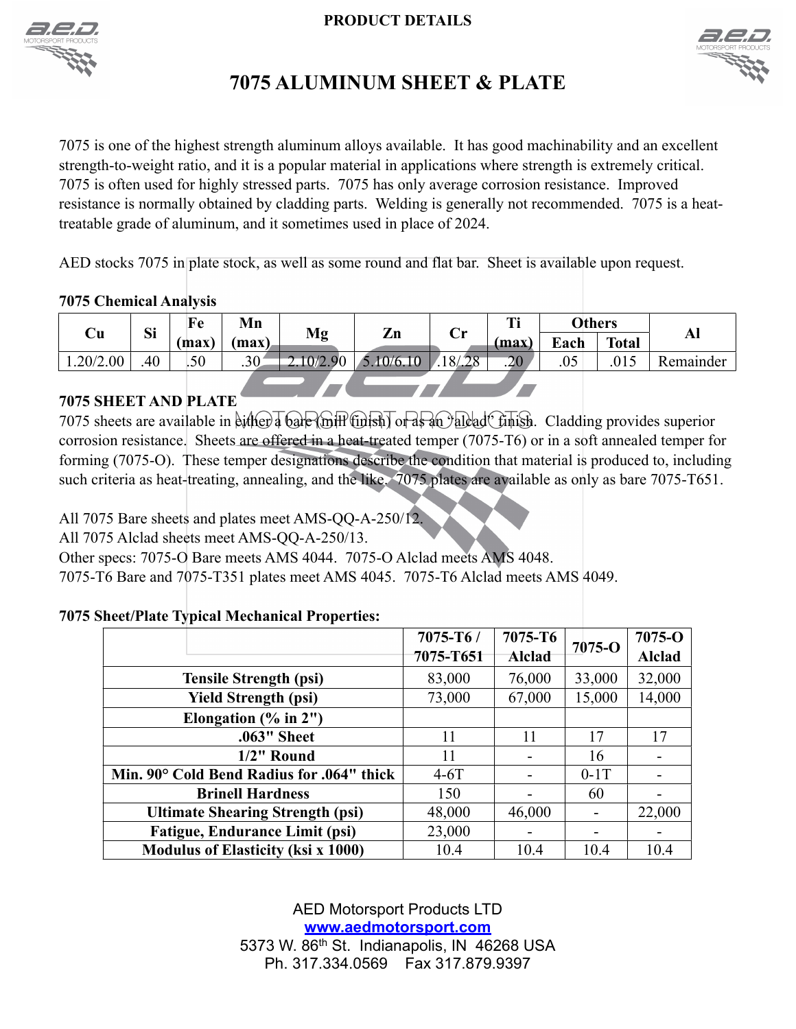**PRODUCT DETAILS**

# 7075 ALUMINUM SHEET & PLATE

7075 is one of the highest strength aluminum alloys available. It has good machinability and an excellent strength-to-weight ratio, and it is a popular material in applications where strength is extremely critical. 7075 is often used for highly stressed parts. 7075 has only average corrosion resistance. Improved resistance is normally obtained by cladding parts. Welding is generally not recommended. 7075 is a heat-treatable grade of aluminum, and it sometimes used in place of 2024.

AED stocks 7075 in plate stock, as well as some round and flat bar. Sheet is available upon request.

**7075 Chemical Analysis**

| Cu | Si | Fe (max) | Mn (max) | Mg | Zn | Cr | Ti (max) | Others | | Al |
|---|---|---|---|---|---|---|---|---|---|---|
| | | | | | | | | Each | Total | |
| 1.20/2.00 | .40 | .50 | .30 | 2.10/2.90 | 5.10/6.10 | .18/.28 | .20 | .05 | .015 | Remainder |

**7075 SHEET AND PLATE**

7075 sheets are available in either a bare (mill finish) or as an 'alclad' finish. Cladding provides superior corrosion resistance. Sheets are offered in a heat-treated temper (7075-T6) or in a soft annealed temper for forming (7075-O). These temper designations describe the condition that material is produced to, including such criteria as heat-treating, annealing, and the like. 7075 plates are available as only as bare 7075-T651.

All 7075 Bare sheets and plates meet AMS-QQ-A-250/12.
All 7075 Alclad sheets meet AMS-QQ-A-250/13.
Other specs: 7075-O Bare meets AMS 4044. 7075-O Alclad meets AMS 4048.
7075-T6 Bare and 7075-T351 plates meet AMS 4045. 7075-T6 Alclad meets AMS 4049.

**7075 Sheet/Plate Typical Mechanical Properties:**

| | 7075-T6 / 7075-T651 | 7075-T6 Alclad | 7075-O | 7075-O Alclad |
|---|---|---|---|---|
| **Tensile Strength (psi)** | 83,000 | 76,000 | 33,000 | 32,000 |
| **Yield Strength (psi)** | 73,000 | 67,000 | 15,000 | 14,000 |
| **Elongation (% in 2")** | | | | |
| **.063" Sheet** | 11 | 11 | 17 | 17 |
| **1/2" Round** | 11 | - | 16 | - |
| **Min. 90° Cold Bend Radius for .064" thick** | 4-6T | - | 0-1T | - |
| **Brinell Hardness** | 150 | - | 60 | - |
| **Ultimate Shearing Strength (psi)** | 48,000 | 46,000 | - | 22,000 |
| **Fatigue, Endurance Limit (psi)** | 23,000 | - | - | - |
| **Modulus of Elasticity (ksi x 1000)** | 10.4 | 10.4 | 10.4 | 10.4 |

AED Motorsport Products LTD
www.aedmotorsport.com
5373 W. 86th St. Indianapolis, IN 46268 USA
Ph. 317.334.0569 Fax 317.879.9397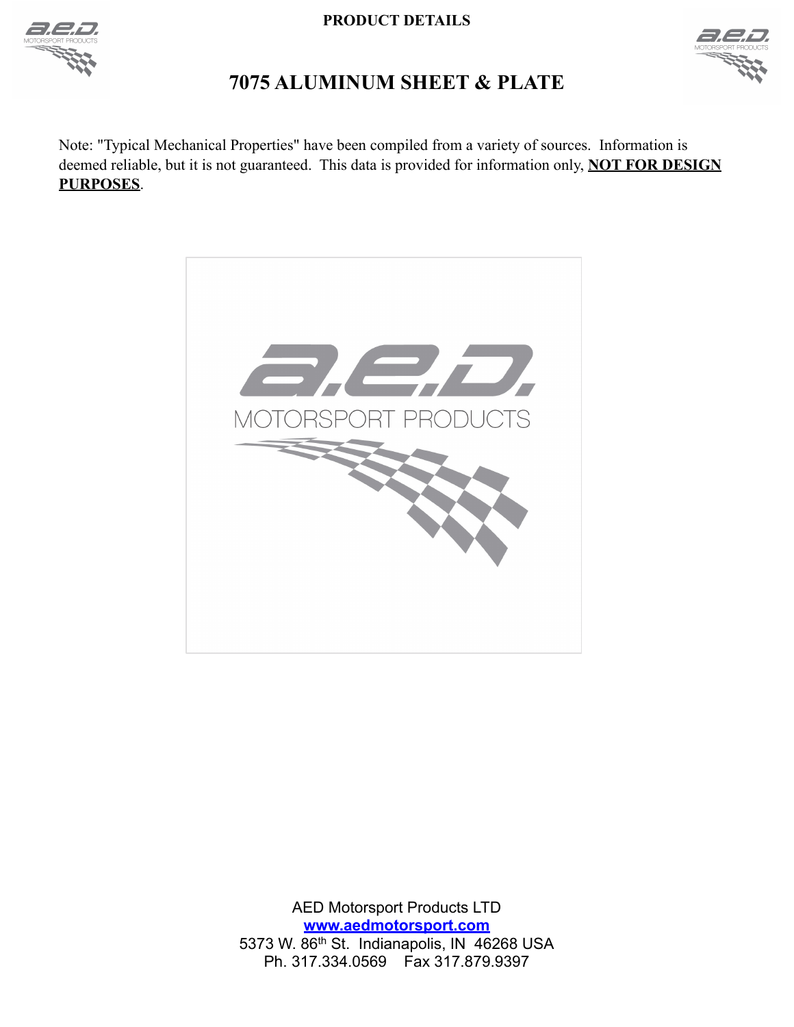# 7075 ALUMINUM SHEET & PLATE

Note: "Typical Mechanical Properties" have been compiled from a variety of sources. Information is deemed reliable, but it is not guaranteed. This data is provided for information only, **NOT FOR DESIGN PURPOSES**.

AED Motorsport Products LTD
www.aedmotorsport.com
5373 W. 86th St. Indianapolis, IN 46268 USA
Ph. 317.334.0569 Fax 317.879.9397